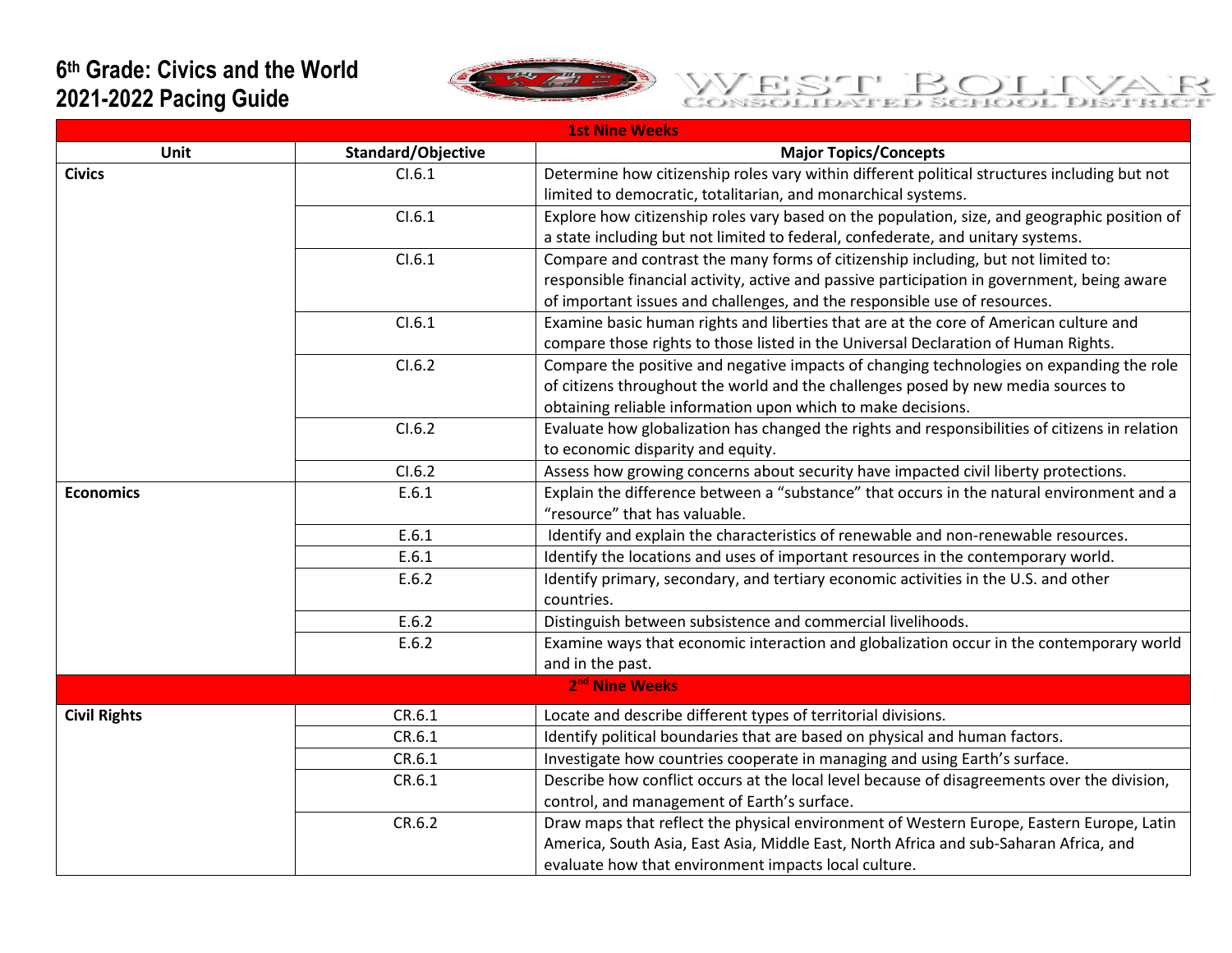# 6th Grade: Civics and the World
# 2021-2022 Pacing Guide

WEST BOLIVAR CONSOLIDATED SCHOOL DISTRICT

| Unit | Standard/Objective | Major Topics/Concepts |
|---|---|---|
| **1st Nine Weeks** | | |
| **Civics** | CI.6.1 | Determine how citizenship roles vary within different political structures including but not limited to democratic, totalitarian, and monarchical systems. |
| | CI.6.1 | Explore how citizenship roles vary based on the population, size, and geographic position of a state including but not limited to federal, confederate, and unitary systems. |
| | CI.6.1 | Compare and contrast the many forms of citizenship including, but not limited to: responsible financial activity, active and passive participation in government, being aware of important issues and challenges, and the responsible use of resources. |
| | CI.6.1 | Examine basic human rights and liberties that are at the core of American culture and compare those rights to those listed in the Universal Declaration of Human Rights. |
| | CI.6.2 | Compare the positive and negative impacts of changing technologies on expanding the role of citizens throughout the world and the challenges posed by new media sources to obtaining reliable information upon which to make decisions. |
| | CI.6.2 | Evaluate how globalization has changed the rights and responsibilities of citizens in relation to economic disparity and equity. |
| | CI.6.2 | Assess how growing concerns about security have impacted civil liberty protections. |
| **Economics** | E.6.1 | Explain the difference between a "substance" that occurs in the natural environment and a "resource" that has valuable. |
| | E.6.1 | Identify and explain the characteristics of renewable and non-renewable resources. |
| | E.6.1 | Identify the locations and uses of important resources in the contemporary world. |
| | E.6.2 | Identify primary, secondary, and tertiary economic activities in the U.S. and other countries. |
| | E.6.2 | Distinguish between subsistence and commercial livelihoods. |
| | E.6.2 | Examine ways that economic interaction and globalization occur in the contemporary world and in the past. |
| **2nd Nine Weeks** | | |
| **Civil Rights** | CR.6.1 | Locate and describe different types of territorial divisions. |
| | CR.6.1 | Identify political boundaries that are based on physical and human factors. |
| | CR.6.1 | Investigate how countries cooperate in managing and using Earth's surface. |
| | CR.6.1 | Describe how conflict occurs at the local level because of disagreements over the division, control, and management of Earth's surface. |
| | CR.6.2 | Draw maps that reflect the physical environment of Western Europe, Eastern Europe, Latin America, South Asia, East Asia, Middle East, North Africa and sub-Saharan Africa, and evaluate how that environment impacts local culture. |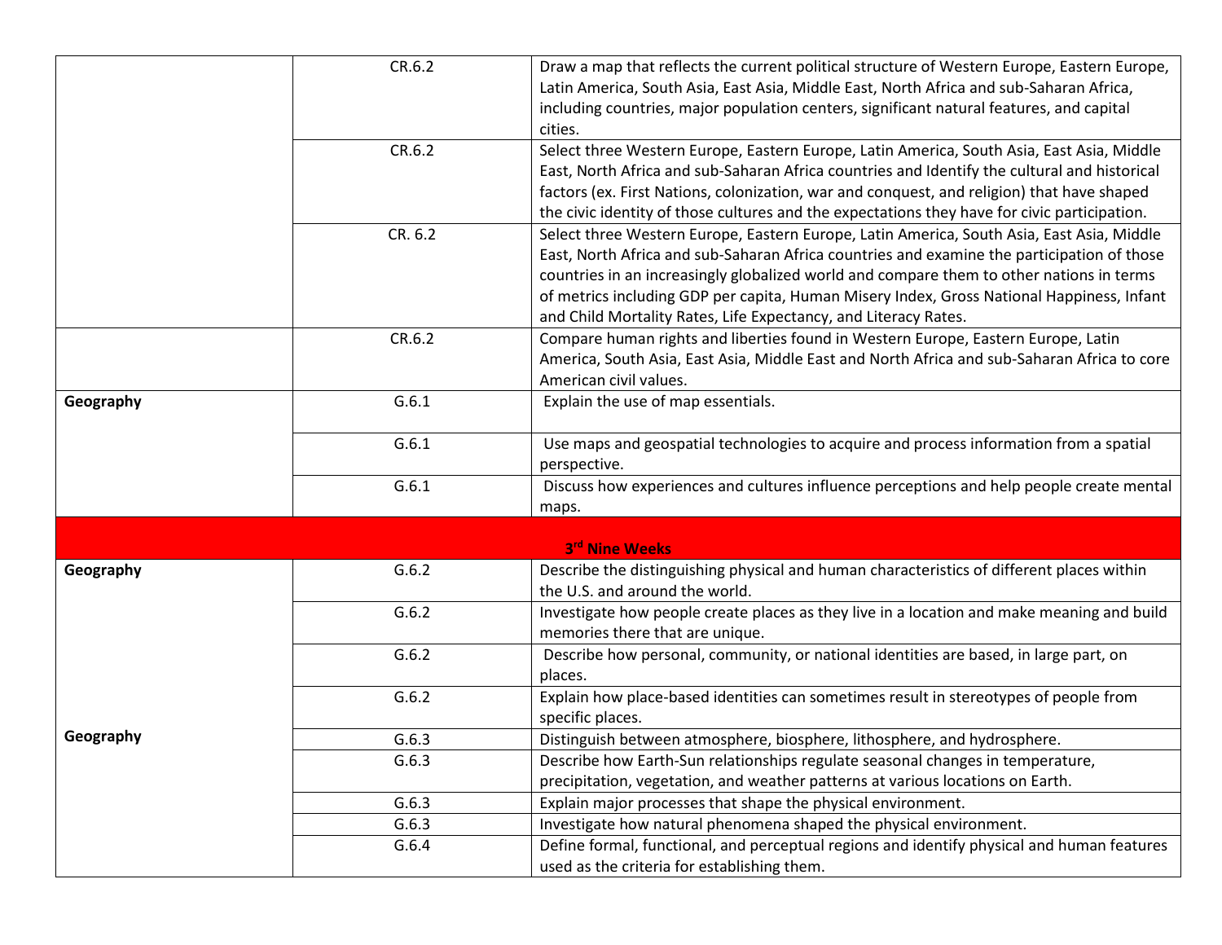| | | |
|---|---|---|
| | CR.6.2 | Draw a map that reflects the current political structure of Western Europe, Eastern Europe, Latin America, South Asia, East Asia, Middle East, North Africa and sub-Saharan Africa, including countries, major population centers, significant natural features, and capital cities. |
| | CR.6.2 | Select three Western Europe, Eastern Europe, Latin America, South Asia, East Asia, Middle East, North Africa and sub-Saharan Africa countries and Identify the cultural and historical factors (ex. First Nations, colonization, war and conquest, and religion) that have shaped the civic identity of those cultures and the expectations they have for civic participation. |
| | CR. 6.2 | Select three Western Europe, Eastern Europe, Latin America, South Asia, East Asia, Middle East, North Africa and sub-Saharan Africa countries and examine the participation of those countries in an increasingly globalized world and compare them to other nations in terms of metrics including GDP per capita, Human Misery Index, Gross National Happiness, Infant and Child Mortality Rates, Life Expectancy, and Literacy Rates. |
| | CR.6.2 | Compare human rights and liberties found in Western Europe, Eastern Europe, Latin America, South Asia, East Asia, Middle East and North Africa and sub-Saharan Africa to core American civil values. |
| **Geography** | G.6.1 | Explain the use of map essentials. |
| | G.6.1 | Use maps and geospatial technologies to acquire and process information from a spatial perspective. |
| | G.6.1 | Discuss how experiences and cultures influence perceptions and help people create mental maps. |
| | **3rd Nine Weeks** | |
| **Geography** | G.6.2 | Describe the distinguishing physical and human characteristics of different places within the U.S. and around the world. |
| | G.6.2 | Investigate how people create places as they live in a location and make meaning and build memories there that are unique. |
| | G.6.2 | Describe how personal, community, or national identities are based, in large part, on places. |
| | G.6.2 | Explain how place-based identities can sometimes result in stereotypes of people from specific places. |
| **Geography** | G.6.3 | Distinguish between atmosphere, biosphere, lithosphere, and hydrosphere. |
| | G.6.3 | Describe how Earth-Sun relationships regulate seasonal changes in temperature, precipitation, vegetation, and weather patterns at various locations on Earth. |
| | G.6.3 | Explain major processes that shape the physical environment. |
| | G.6.3 | Investigate how natural phenomena shaped the physical environment. |
| | G.6.4 | Define formal, functional, and perceptual regions and identify physical and human features used as the criteria for establishing them. |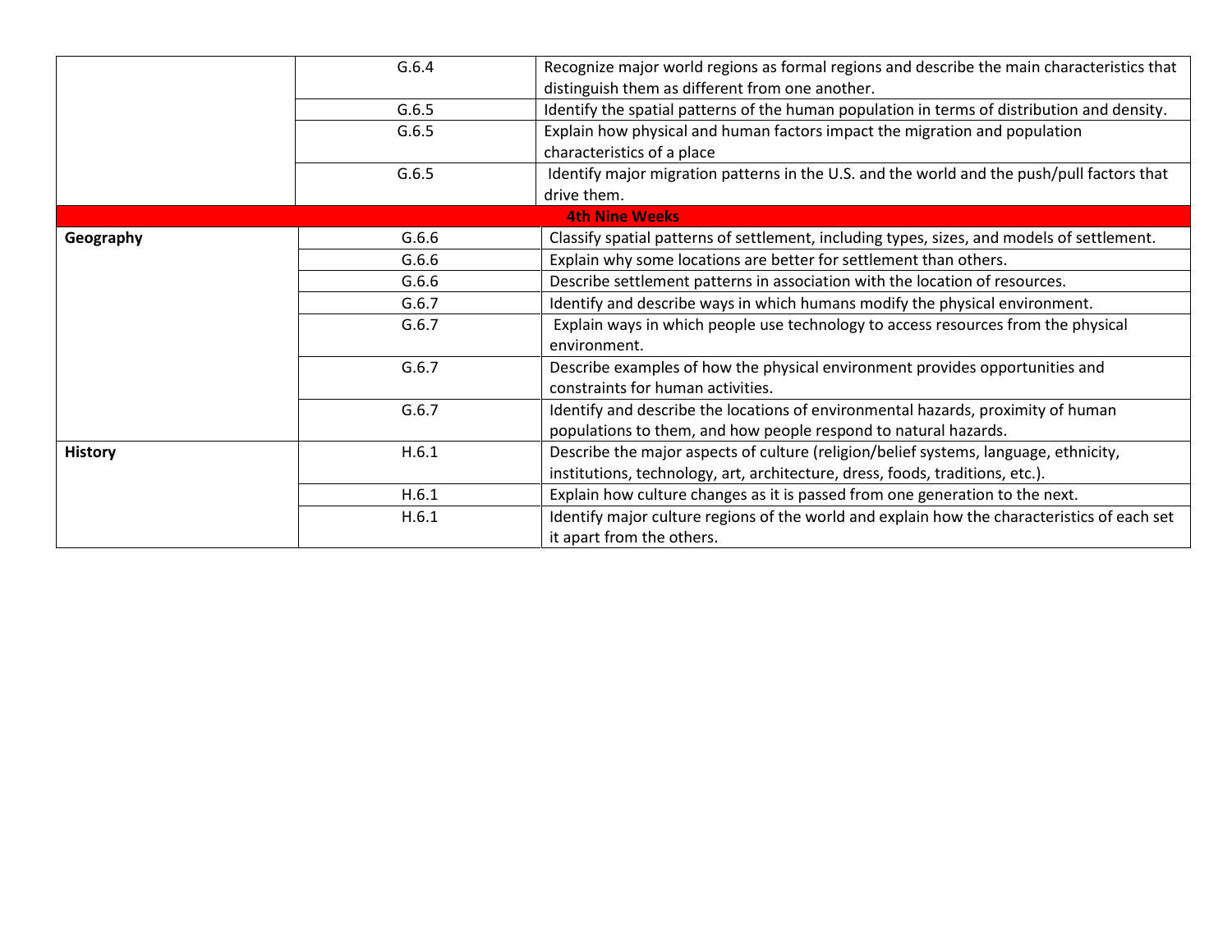| | | |
|---|---|---|
| | G.6.4 | Recognize major world regions as formal regions and describe the main characteristics that distinguish them as different from one another. |
| | G.6.5 | Identify the spatial patterns of the human population in terms of distribution and density. |
| | G.6.5 | Explain how physical and human factors impact the migration and population characteristics of a place |
| | G.6.5 | Identify major migration patterns in the U.S. and the world and the push/pull factors that drive them. |
| **4th Nine Weeks** | | |
| **Geography** | G.6.6 | Classify spatial patterns of settlement, including types, sizes, and models of settlement. |
| | G.6.6 | Explain why some locations are better for settlement than others. |
| | G.6.6 | Describe settlement patterns in association with the location of resources. |
| | G.6.7 | Identify and describe ways in which humans modify the physical environment. |
| | G.6.7 | Explain ways in which people use technology to access resources from the physical environment. |
| | G.6.7 | Describe examples of how the physical environment provides opportunities and constraints for human activities. |
| | G.6.7 | Identify and describe the locations of environmental hazards, proximity of human populations to them, and how people respond to natural hazards. |
| **History** | H.6.1 | Describe the major aspects of culture (religion/belief systems, language, ethnicity, institutions, technology, art, architecture, dress, foods, traditions, etc.). |
| | H.6.1 | Explain how culture changes as it is passed from one generation to the next. |
| | H.6.1 | Identify major culture regions of the world and explain how the characteristics of each set it apart from the others. |